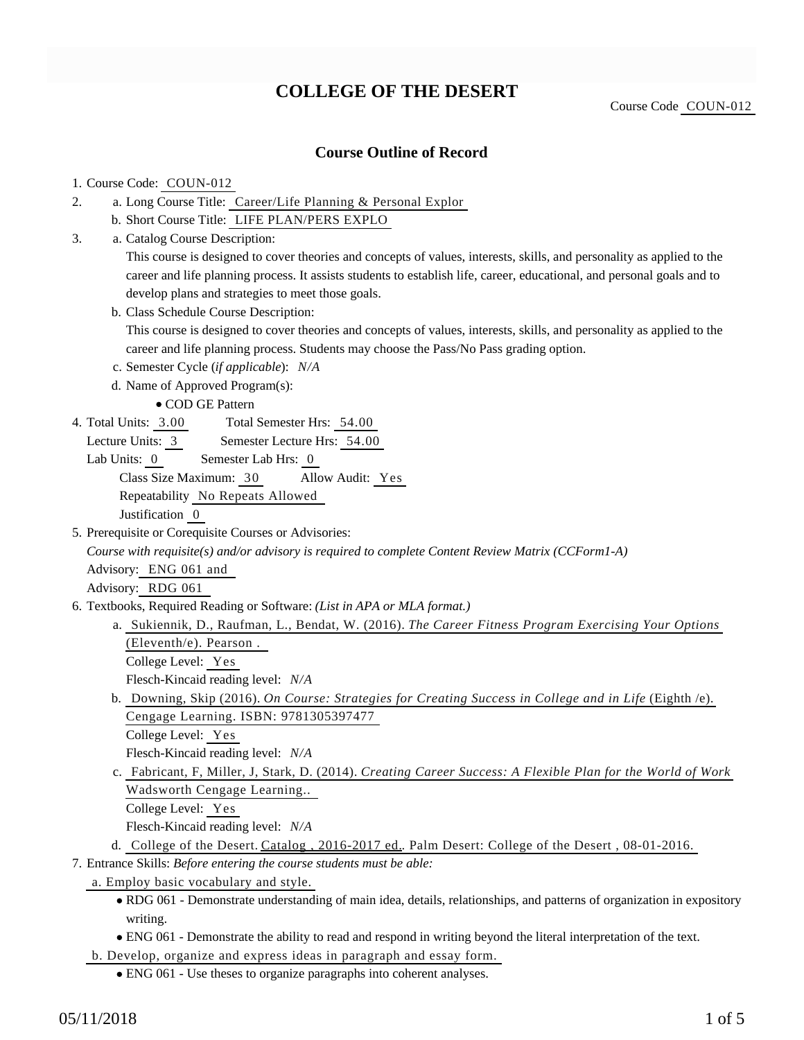# COLLEGE OF THE DESERT

Course Code COUN-012

## Course Outline of Record

1. Course Code: COUN-012
2. a. Long Course Title: Career/Life Planning & Personal Explor
   b. Short Course Title: LIFE PLAN/PERS EXPLO
3. a. Catalog Course Description:
   This course is designed to cover theories and concepts of values, interests, skills, and personality as applied to the career and life planning process. It assists students to establish life, career, educational, and personal goals and to develop plans and strategies to meet those goals.
   b. Class Schedule Course Description:
   This course is designed to cover theories and concepts of values, interests, skills, and personality as applied to the career and life planning process. Students may choose the Pass/No Pass grading option.
   c. Semester Cycle (*if applicable*): *N/A*
   d. Name of Approved Program(s):
      - COD GE Pattern
4. Total Units: 3.00 Total Semester Hrs: 54.00
   Lecture Units: 3 Semester Lecture Hrs: 54.00
   Lab Units: 0 Semester Lab Hrs: 0
   Class Size Maximum: 30 Allow Audit: Yes
   Repeatability No Repeats Allowed
   Justification 0
5. Prerequisite or Corequisite Courses or Advisories:
   *Course with requisite(s) and/or advisory is required to complete Content Review Matrix (CCForm1-A)*
   Advisory: ENG 061 and
   Advisory: RDG 061
6. Textbooks, Required Reading or Software: *(List in APA or MLA format.)*
   a. Sukiennik, D., Raufman, L., Bendat, W. (2016). *The Career Fitness Program Exercising Your Options* (Eleventh/e). Pearson .
      College Level: Yes
      Flesch-Kincaid reading level: *N/A*
   b. Downing, Skip (2016). *On Course: Strategies for Creating Success in College and in Life* (Eighth /e). Cengage Learning. ISBN: 9781305397477
      College Level: Yes
      Flesch-Kincaid reading level: *N/A*
   c. Fabricant, F, Miller, J, Stark, D. (2014). *Creating Career Success: A Flexible Plan for the World of Work* Wadsworth Cengage Learning..
      College Level: Yes
      Flesch-Kincaid reading level: *N/A*
   d. College of the Desert. Catalog , 2016-2017 ed.. Palm Desert: College of the Desert , 08-01-2016.
7. Entrance Skills: *Before entering the course students must be able:*
   a. Employ basic vocabulary and style.
      - RDG 061 - Demonstrate understanding of main idea, details, relationships, and patterns of organization in expository writing.
      - ENG 061 - Demonstrate the ability to read and respond in writing beyond the literal interpretation of the text.
   b. Develop, organize and express ideas in paragraph and essay form.
      - ENG 061 - Use theses to organize paragraphs into coherent analyses.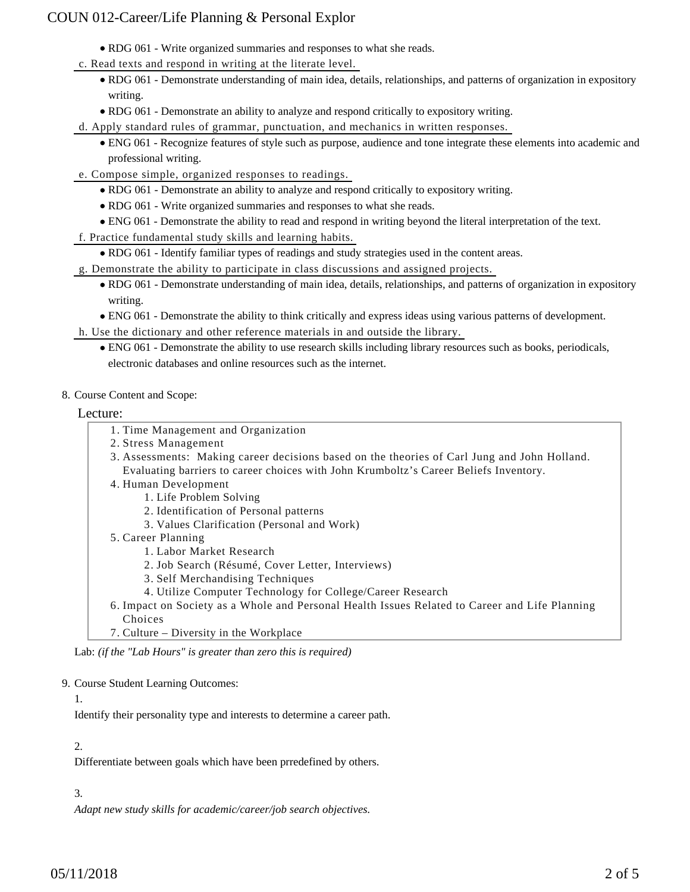- RDG 061 - Write organized summaries and responses to what she reads.

c. Read texts and respond in writing at the literate level.

- RDG 061 - Demonstrate understanding of main idea, details, relationships, and patterns of organization in expository writing.
- RDG 061 - Demonstrate an ability to analyze and respond critically to expository writing.

d. Apply standard rules of grammar, punctuation, and mechanics in written responses.

- ENG 061 - Recognize features of style such as purpose, audience and tone integrate these elements into academic and professional writing.

e. Compose simple, organized responses to readings.

- RDG 061 - Demonstrate an ability to analyze and respond critically to expository writing.
- RDG 061 - Write organized summaries and responses to what she reads.
- ENG 061 - Demonstrate the ability to read and respond in writing beyond the literal interpretation of the text.

f. Practice fundamental study skills and learning habits.

- RDG 061 - Identify familiar types of readings and study strategies used in the content areas.

g. Demonstrate the ability to participate in class discussions and assigned projects.

- RDG 061 - Demonstrate understanding of main idea, details, relationships, and patterns of organization in expository writing.
- ENG 061 - Demonstrate the ability to think critically and express ideas using various patterns of development.

h. Use the dictionary and other reference materials in and outside the library.

- ENG 061 - Demonstrate the ability to use research skills including library resources such as books, periodicals, electronic databases and online resources such as the internet.

8. Course Content and Scope:

Lecture:

1. Time Management and Organization
2. Stress Management
3. Assessments: Making career decisions based on the theories of Carl Jung and John Holland. Evaluating barriers to career choices with John Krumboltz's Career Beliefs Inventory.
4. Human Development
   1. Life Problem Solving
   2. Identification of Personal patterns
   3. Values Clarification (Personal and Work)
5. Career Planning
   1. Labor Market Research
   2. Job Search (Résumé, Cover Letter, Interviews)
   3. Self Merchandising Techniques
   4. Utilize Computer Technology for College/Career Research
6. Impact on Society as a Whole and Personal Health Issues Related to Career and Life Planning Choices
7. Culture – Diversity in the Workplace

Lab: *(if the "Lab Hours" is greater than zero this is required)*

9. Course Student Learning Outcomes:

1.

Identify their personality type and interests to determine a career path.

2.

Differentiate between goals which have been prredefined by others.

3.

*Adapt new study skills for academic/career/job search objectives.*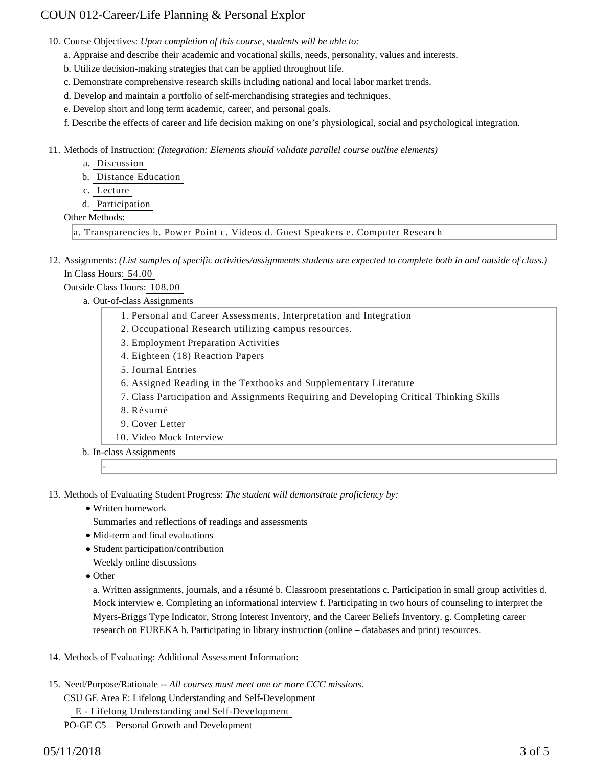10. Course Objectives: *Upon completion of this course, students will be able to:*

    a. Appraise and describe their academic and vocational skills, needs, personality, values and interests.

    b. Utilize decision-making strategies that can be applied throughout life.

    c. Demonstrate comprehensive research skills including national and local labor market trends.

    d. Develop and maintain a portfolio of self-merchandising strategies and techniques.

    e. Develop short and long term academic, career, and personal goals.

    f. Describe the effects of career and life decision making on one's physiological, social and psychological integration.

11. Methods of Instruction: *(Integration: Elements should validate parallel course outline elements)*

    a. Discussion
    b. Distance Education
    c. Lecture
    d. Participation

    Other Methods:

    a. Transparencies b. Power Point c. Videos d. Guest Speakers e. Computer Research

12. Assignments: *(List samples of specific activities/assignments students are expected to complete both in and outside of class.)*

    In Class Hours: 54.00

    Outside Class Hours: 108.00

    a. Out-of-class Assignments

        1. Personal and Career Assessments, Interpretation and Integration
        2. Occupational Research utilizing campus resources.
        3. Employment Preparation Activities
        4. Eighteen (18) Reaction Papers
        5. Journal Entries
        6. Assigned Reading in the Textbooks and Supplementary Literature
        7. Class Participation and Assignments Requiring and Developing Critical Thinking Skills
        8. Résumé
        9. Cover Letter
        10. Video Mock Interview

    b. In-class Assignments

        -

13. Methods of Evaluating Student Progress: *The student will demonstrate proficiency by:*

    - Written homework

      Summaries and reflections of readings and assessments
    - Mid-term and final evaluations
    - Student participation/contribution

      Weekly online discussions
    - Other

      a. Written assignments, journals, and a résumé b. Classroom presentations c. Participation in small group activities d. Mock interview e. Completing an informational interview f. Participating in two hours of counseling to interpret the Myers-Briggs Type Indicator, Strong Interest Inventory, and the Career Beliefs Inventory. g. Completing career research on EUREKA h. Participating in library instruction (online – databases and print) resources.

14. Methods of Evaluating: Additional Assessment Information:

15. Need/Purpose/Rationale -- *All courses must meet one or more CCC missions.*

    CSU GE Area E: Lifelong Understanding and Self-Development

    E - Lifelong Understanding and Self-Development

    PO-GE C5 – Personal Growth and Development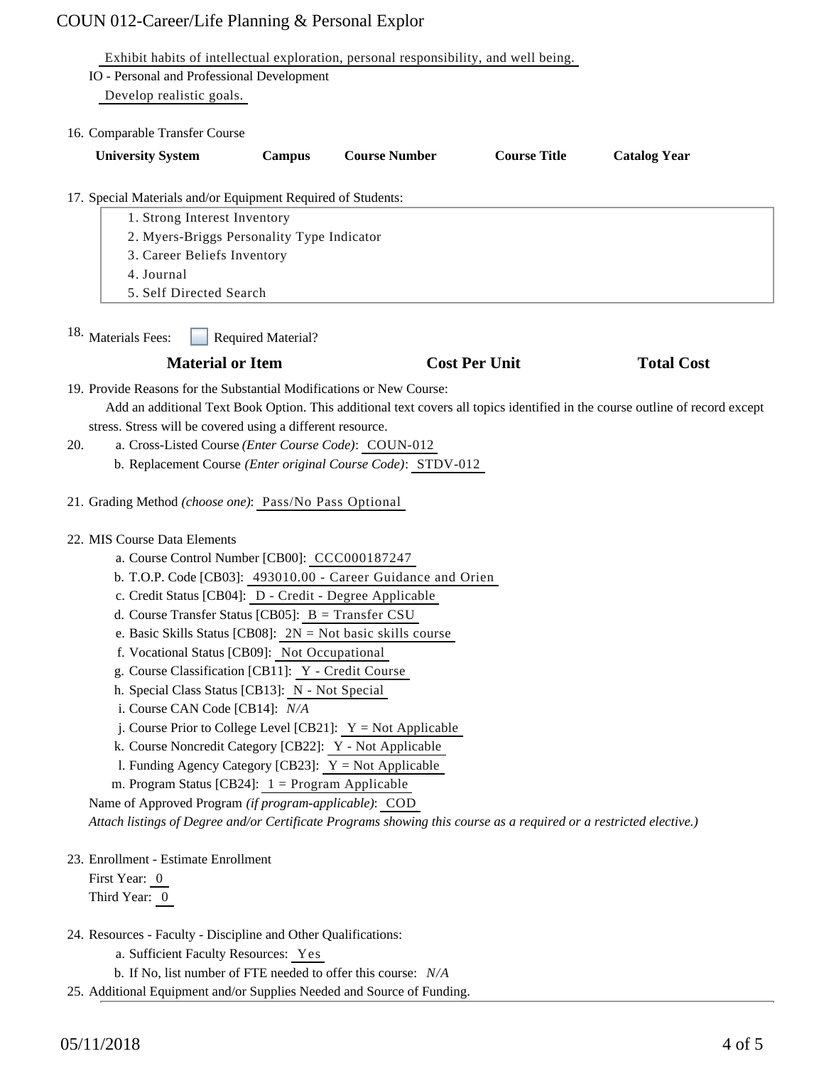Exhibit habits of intellectual exploration, personal responsibility, and well being.

IO - Personal and Professional Development

Develop realistic goals.

16. Comparable Transfer Course

| University System | Campus | Course Number | Course Title | Catalog Year |
|---|---|---|---|---|

17. Special Materials and/or Equipment Required of Students:

1. Strong Interest Inventory
2. Myers-Briggs Personality Type Indicator
3. Career Beliefs Inventory
4. Journal
5. Self Directed Search

18. Materials Fees: ☐ Required Material?

| Material or Item | Cost Per Unit | Total Cost |
|---|---|---|

19. Provide Reasons for the Substantial Modifications or New Course:

Add an additional Text Book Option. This additional text covers all topics identified in the course outline of record except stress. Stress will be covered using a different resource.

20. a. Cross-Listed Course *(Enter Course Code)*: COUN-012
    b. Replacement Course *(Enter original Course Code)*: STDV-012

21. Grading Method *(choose one)*: Pass/No Pass Optional

22. MIS Course Data Elements
    a. Course Control Number [CB00]: CCC000187247
    b. T.O.P. Code [CB03]: 493010.00 - Career Guidance and Orien
    c. Credit Status [CB04]: D - Credit - Degree Applicable
    d. Course Transfer Status [CB05]: B = Transfer CSU
    e. Basic Skills Status [CB08]: 2N = Not basic skills course
    f. Vocational Status [CB09]: Not Occupational
    g. Course Classification [CB11]: Y - Credit Course
    h. Special Class Status [CB13]: N - Not Special
    i. Course CAN Code [CB14]: *N/A*
    j. Course Prior to College Level [CB21]: Y = Not Applicable
    k. Course Noncredit Category [CB22]: Y - Not Applicable
    l. Funding Agency Category [CB23]: Y = Not Applicable
    m. Program Status [CB24]: 1 = Program Applicable

    Name of Approved Program *(if program-applicable)*: COD

    *Attach listings of Degree and/or Certificate Programs showing this course as a required or a restricted elective.)*

23. Enrollment - Estimate Enrollment

    First Year: 0

    Third Year: 0

24. Resources - Faculty - Discipline and Other Qualifications:
    a. Sufficient Faculty Resources: Yes
    b. If No, list number of FTE needed to offer this course: *N/A*

25. Additional Equipment and/or Supplies Needed and Source of Funding.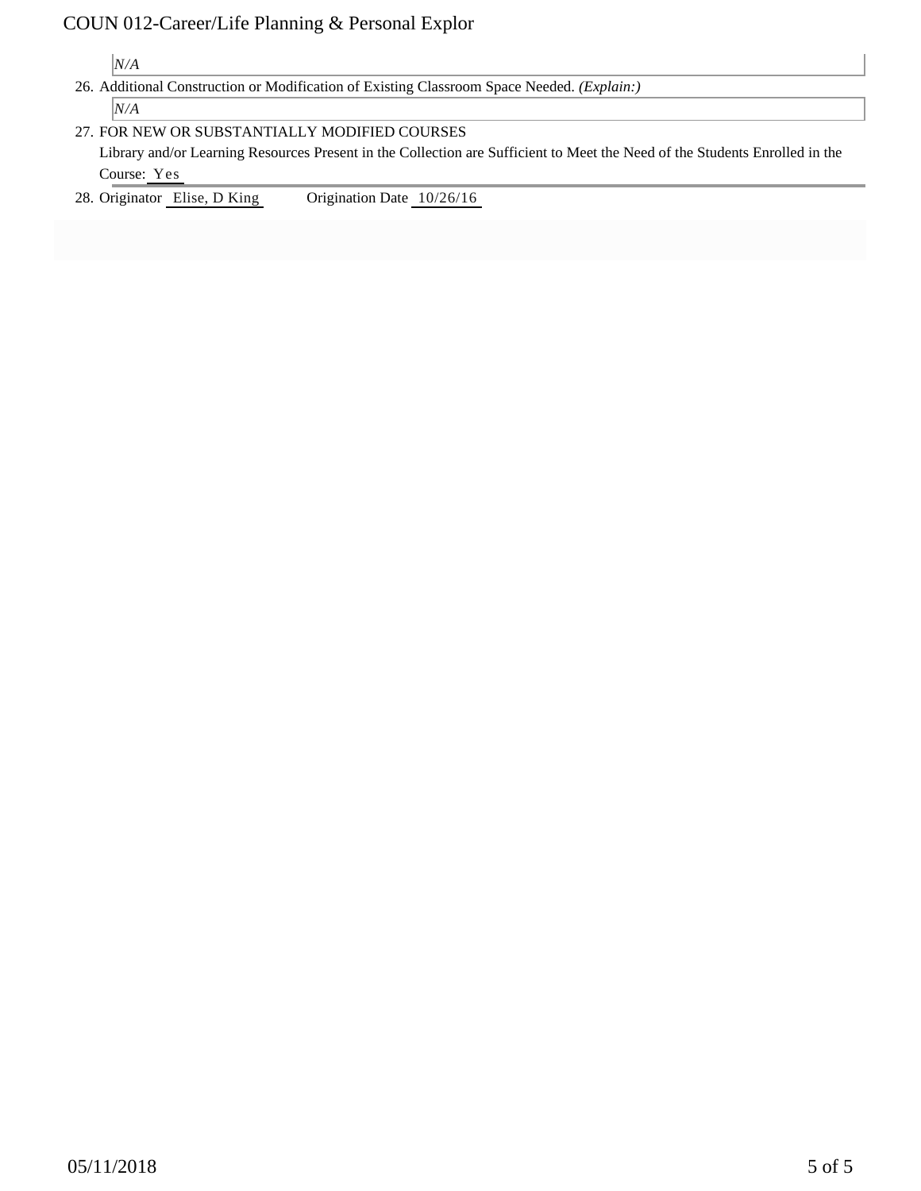*N/A*

26. Additional Construction or Modification of Existing Classroom Space Needed. *(Explain:)*

    *N/A*

27. FOR NEW OR SUBSTANTIALLY MODIFIED COURSES

    Library and/or Learning Resources Present in the Collection are Sufficient to Meet the Need of the Students Enrolled in the Course: Yes

28. Originator Elise, D King     Origination Date 10/26/16